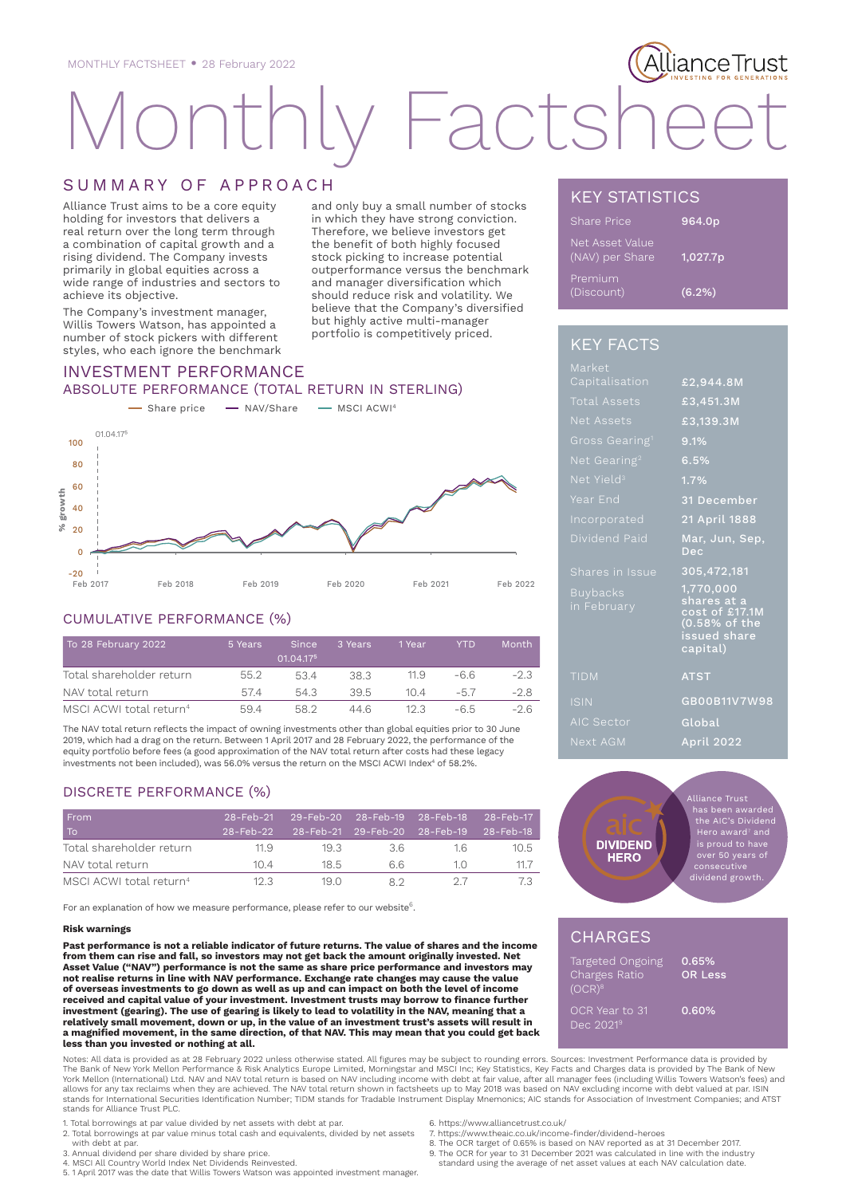MONTHLY FACTSHEET • 28 February 2022

# Monthly Factsheet

## SUMMARY OF APPROACH

Alliance Trust aims to be a core equity holding for investors that delivers a real return over the long term through a combination of capital growth and a rising dividend. The Company invests primarily in global equities across a wide range of industries and sectors to achieve its objective.

The Company's investment manager, Willis Towers Watson, has appointed a number of stock pickers with different styles, who each ignore the benchmark and only buy a small number of stocks in which they have strong conviction. Therefore, we believe investors get the benefit of both highly focused stock picking to increase potential outperformance versus the benchmark and manager diversification which should reduce risk and volatility. We believe that the Company's diversified but highly active multi-manager portfolio is competitively priced.

## INVESTMENT PERFORMANCE

### ABSOLUTE PERFORMANCE (TOTAL RETURN IN STERLING)

Share price — NAV/Share — MSCI ACWI[4]

% growth (01.04.17[5]); Feb 2017, Feb 2018, Feb 2019, Feb 2020, Feb 2021, Feb 2022

### CUMULATIVE PERFORMANCE (%)

| To 28 February 2022 | 5 Years | Since 01.04.17[5] | 3 Years | 1 Year | YTD | Month |
|---|---|---|---|---|---|---|
| Total shareholder return | 55.2 | 53.4 | 38.3 | 11.9 | -6.6 | -2.3 |
| NAV total return | 57.4 | 54.3 | 39.5 | 10.4 | -5.7 | -2.8 |
| MSCI ACWI total return[4] | 59.4 | 58.2 | 44.6 | 12.3 | -6.5 | -2.6 |

The NAV total return reflects the impact of owning investments other than global equities prior to 30 June 2019, which had a drag on the return. Between 1 April 2017 and 28 February 2022, the performance of the equity portfolio before fees (a good approximation of the NAV total return after costs had these legacy investments not been included), was 56.0% versus the return on the MSCI ACWI Index[4] of 58.2%.

### DISCRETE PERFORMANCE (%)

| From / To | 28-Feb-21 / 28-Feb-22 | 29-Feb-20 / 28-Feb-21 | 28-Feb-19 / 29-Feb-20 | 28-Feb-18 / 28-Feb-19 | 28-Feb-17 / 28-Feb-18 |
|---|---|---|---|---|---|
| Total shareholder return | 11.9 | 19.3 | 3.6 | 1.6 | 10.5 |
| NAV total return | 10.4 | 18.5 | 6.6 | 1.0 | 11.7 |
| MSCI ACWI total return[4] | 12.3 | 19.0 | 8.2 | 2.7 | 7.3 |

For an explanation of how we measure performance, please refer to our website[6].

**Risk warnings**

**Past performance is not a reliable indicator of future returns. The value of shares and the income from them can rise and fall, so investors may not get back the amount originally invested. Net Asset Value ("NAV") performance is not the same as share price performance and investors may not realise returns in line with NAV performance. Exchange rate changes may cause the value of overseas investments to go down as well as up and can impact on both the level of income received and capital value of your investment. Investment trusts may borrow to finance further investment (gearing). The use of gearing is likely to lead to volatility in the NAV, meaning that a relatively small movement, down or up, in the value of an investment trust's assets will result in a magnified movement, in the same direction, of that NAV. This may mean that you could get back less than you invested or nothing at all.**

## KEY STATISTICS

| | |
|---|---|
| Share Price | 964.0p |
| Net Asset Value (NAV) per Share | 1,027.7p |
| Premium (Discount) | (6.2%) |

## KEY FACTS

| | |
|---|---|
| Market Capitalisation | £2,944.8M |
| Total Assets | £3,451.3M |
| Net Assets | £3,139.3M |
| Gross Gearing[1] | 9.1% |
| Net Gearing[2] | 6.5% |
| Net Yield[3] | 1.7% |
| Year End | 31 December |
| Incorporated | 21 April 1888 |
| Dividend Paid | Mar, Jun, Sep, Dec |
| Shares in Issue | 305,472,181 |
| Buybacks in February | 1,770,000 shares at a cost of £17.1M (0.58% of the issued share capital) |
| TIDM | ATST |
| ISIN | GB00B11V7W98 |
| AIC Sector | Global |
| Next AGM | April 2022 |

aic DIVIDEND HERO

Alliance Trust has been awarded the AIC's Dividend Hero award[7] and is proud to have over 50 years of consecutive dividend growth.

## CHARGES

| | |
|---|---|
| Targeted Ongoing Charges Ratio (OCR)[8] | 0.65% OR Less |
| OCR Year to 31 Dec 2021[9] | 0.60% |

Notes: All data is provided as at 28 February 2022 unless otherwise stated. All figures may be subject to rounding errors. Sources: Investment Performance data is provided by The Bank of New York Mellon Performance & Risk Analytics Europe Limited, Morningstar and MSCI Inc; Key Statistics, Key Facts and Charges data is provided by The Bank of New York Mellon (International) Ltd. NAV and NAV total return is based on NAV including income with debt at fair value, after all manager fees (including Willis Towers Watson's fees) and allows for any tax reclaims when they are achieved. The NAV total return shown in factsheets up to May 2018 was based on NAV excluding income with debt valued at par. ISIN stands for International Securities Identification Number; TIDM stands for Tradable Instrument Display Mnemonics; AIC stands for Association of Investment Companies; and ATST stands for Alliance Trust PLC.

1. Total borrowings at par value divided by net assets with debt at par.
2. Total borrowings at par value minus total cash and equivalents, divided by net assets with debt at par.
3. Annual dividend per share divided by share price.
4. MSCI All Country World Index Net Dividends Reinvested.
5. 1 April 2017 was the date that Willis Towers Watson was appointed investment manager.
6. https://www.alliancetrust.co.uk/
7. https://www.theaic.co.uk/income-finder/dividend-heroes
8. The OCR target of 0.65% is based on NAV reported as at 31 December 2017.
9. The OCR for year to 31 December 2021 was calculated in line with the industry standard using the average of net asset values at each NAV calculation date.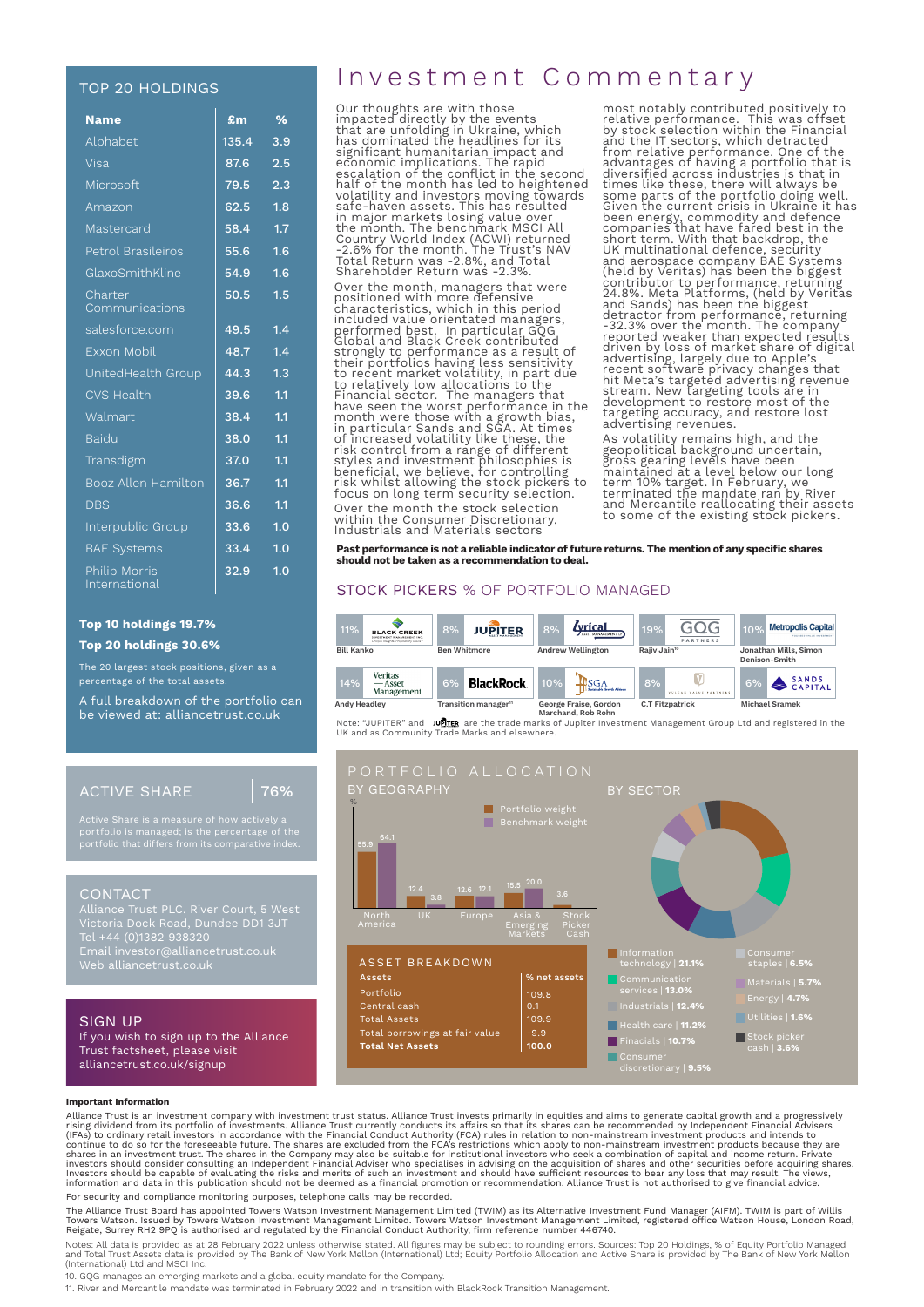## TOP 20 HOLDINGS

| Name | £m | % |
|---|---|---|
| Alphabet | 135.4 | 3.9 |
| Visa | 87.6 | 2.5 |
| Microsoft | 79.5 | 2.3 |
| Amazon | 62.5 | 1.8 |
| Mastercard | 58.4 | 1.7 |
| Petrol Brasileiros | 55.6 | 1.6 |
| GlaxoSmithKline | 54.9 | 1.6 |
| Charter Communications | 50.5 | 1.5 |
| salesforce.com | 49.5 | 1.4 |
| Exxon Mobil | 48.7 | 1.4 |
| UnitedHealth Group | 44.3 | 1.3 |
| CVS Health | 39.6 | 1.1 |
| Walmart | 38.4 | 1.1 |
| Baidu | 38.0 | 1.1 |
| Transdigm | 37.0 | 1.1 |
| Booz Allen Hamilton | 36.7 | 1.1 |
| DBS | 36.6 | 1.1 |
| Interpublic Group | 33.6 | 1.0 |
| BAE Systems | 33.4 | 1.0 |
| Philip Morris International | 32.9 | 1.0 |

**Top 10 holdings 19.7%**

**Top 20 holdings 30.6%**

The 20 largest stock positions, given as a percentage of the total assets.

A full breakdown of the portfolio can be viewed at: alliancetrust.co.uk

## ACTIVE SHARE | 76%

Active Share is a measure of how actively a portfolio is managed; is the percentage of the portfolio that differs from its comparative index.

## CONTACT

Alliance Trust PLC. River Court, 5 West Victoria Dock Road, Dundee DD1 3JT
Tel +44 (0)1382 938320
Email investor@alliancetrust.co.uk
Web alliancetrust.co.uk

## SIGN UP

If you wish to sign up to the Alliance Trust factsheet, please visit alliancetrust.co.uk/signup

# Investment Commentary

Our thoughts are with those impacted directly by the events that are unfolding in Ukraine, which has dominated the headlines for its significant humanitarian impact and economic implications. The rapid escalation of the conflict in the second half of the month has led to heightened volatility and investors moving towards safe-haven assets. This has resulted in major markets losing value over the month. The benchmark MSCI All Country World Index (ACWI) returned -2.6% for the month. The Trust's NAV Total Return was -2.8%, and Total Shareholder Return was -2.3%.

Over the month, managers that were positioned with more defensive characteristics, which in this period included value orientated managers, performed best. In particular GQG Global and Black Creek contributed strongly to performance as a result of their portfolios having less sensitivity to recent market volatility, in part due to relatively low allocations to the Financial sector. The managers that have seen the worst performance in the month were those with a growth bias, in particular Sands and SGA. At times of increased volatility like these, the risk control from a range of different styles and investment philosophies is beneficial, we believe, for controlling risk whilst allowing the stock pickers to focus on long term security selection.

Over the month the stock selection within the Consumer Discretionary, Industrials and Materials sectors most notably contributed positively to relative performance. This was offset by stock selection within the Financial and the IT sectors, which detracted from relative performance. One of the advantages of having a portfolio that is diversified across industries is that in times like these, there will always be some parts of the portfolio doing well. Given the current crisis in Ukraine it has been energy, commodity and defence companies that have fared best in the short term. With that backdrop, the UK multinational defence, security and aerospace company BAE Systems (held by Veritas) has been the biggest contributor to performance, returning 24.8%. Meta Platforms, (held by Veritas and Sands) has been the biggest detractor from performance, returning -32.3% over the month. The company reported weaker than expected results driven by loss of market share of digital advertising, largely due to Apple's recent software privacy changes that hit Meta's targeted advertising revenue stream. New targeting tools are in development to restore most of the targeting accuracy, and restore lost advertising revenues.

As volatility remains high, and the geopolitical background uncertain, gross gearing levels have been maintained at a level below our long term 10% target. In February, we terminated the mandate ran by River and Mercantile reallocating their assets to some of the existing stock pickers.

**Past performance is not a reliable indicator of future returns. The mention of any specific shares should not be taken as a recommendation to deal.**

## STOCK PICKERS % OF PORTFOLIO MANAGED

| % | Stock picker | Manager(s) |
|---|---|---|
| 11% | Black Creek | Bill Kanko |
| 8% | Jupiter | Ben Whitmore |
| 8% | Lyrical | Andrew Wellington |
| 19% | GQG Partners | Rajiv Jain[10] |
| 10% | Metropolis Capital | Jonathan Mills, Simon Denison-Smith |
| 14% | Veritas Asset Management | Andy Headley |
| 6% | BlackRock | Transition manager[11] |
| 10% | SGA | George Fraise, Gordon Marchand, Rob Rohn |
| 8% | Vulcan Value Partners | C.T Fitzpatrick |
| 6% | Sands Capital | Michael Sramek |

Note: "JUPITER" and JUPITER are the trade marks of Jupiter Investment Management Group Ltd and registered in the UK and as Community Trade Marks and elsewhere.

## PORTFOLIO ALLOCATION

### BY GEOGRAPHY

%

Portfolio weight
Benchmark weight

North America 55.9 64.1
UK 12.4 3.8
Europe 12.6 12.1
Asia & Emerging Markets 15.5 20.0
Stock Picker Cash 3.6

### BY SECTOR

Information technology | 21.1%
Communication services | 13.0%
Industrials | 12.4%
Health care | 11.2%
Finacials | 10.7%
Consumer discretionary | 9.5%
Consumer staples | 6.5%
Materials | 5.7%
Energy | 4.7%
Utilities | 1.6%
Stock picker cash | 3.6%

### ASSET BREAKDOWN

| Assets | % net assets |
|---|---|
| Portfolio | 109.8 |
| Central cash | 0.1 |
| Total Assets | 109.9 |
| Total borrowings at fair value | -9.9 |
| **Total Net Assets** | **100.0** |

**Important Information**

Alliance Trust is an investment company with investment trust status. Alliance Trust invests primarily in equities and aims to generate capital growth and a progressively rising dividend from its portfolio of investments. Alliance Trust currently conducts its affairs so that its shares can be recommended by Independent Financial Advisers (IFAs) to ordinary retail investors in accordance with the Financial Conduct Authority (FCA) rules in relation to non-mainstream investment products and intends to continue to do so for the foreseeable future. The shares are excluded from the FCA's restrictions which apply to non-mainstream investment products because they are shares in an investment trust. The shares in the Company may also be suitable for institutional investors who seek a combination of capital and income return. Private investors should consider consulting an Independent Financial Adviser who specialises in advising on the acquisition of shares and other securities before acquiring shares. Investors should be capable of evaluating the risks and merits of such an investment and should have sufficient resources to bear any loss that may result. The views, information and data in this publication should not be deemed as a financial promotion or recommendation. Alliance Trust is not authorised to give financial advice.

For security and compliance monitoring purposes, telephone calls may be recorded.

The Alliance Trust Board has appointed Towers Watson Investment Management Limited (TWIM) as its Alternative Investment Fund Manager (AIFM). TWIM is part of Willis Towers Watson. Issued by Towers Watson Investment Management Limited. Towers Watson Investment Management Limited, registered office Watson House, London Road, Reigate, Surrey RH2 9PQ is authorised and regulated by the Financial Conduct Authority, firm reference number 446740.

Notes: All data is provided as at 28 February 2022 unless otherwise stated. All figures may be subject to rounding errors. Sources: Top 20 Holdings, % of Equity Portfolio Managed and Total Trust Assets data is provided by The Bank of New York Mellon (International) Ltd; Equity Portfolio Allocation and Active Share is provided by The Bank of New York Mellon (International) Ltd and MSCI Inc.

10. GQG manages an emerging markets and a global equity mandate for the Company.

11. River and Mercantile mandate was terminated in February 2022 and in transition with BlackRock Transition Management.